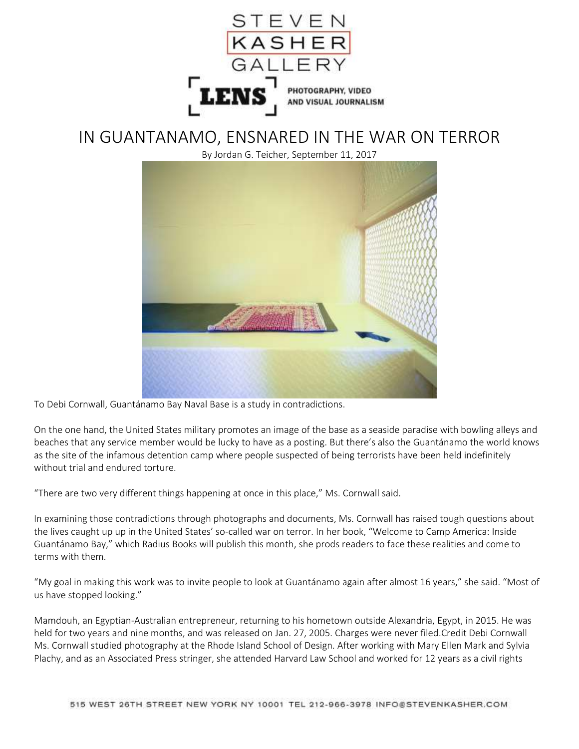# IN GUANTANAMO, ENSNARED IN THE WAR ON TERROR

By Jordan G. Teicher, September 11, 2017

To Debi Cornwall, Guantánamo Bay Naval Base is a study in contradictions.

On the one hand, the United States military promotes an image of the base as a seaside paradise with bowling alleys and beaches that any service member would be lucky to have as a posting. But there's also the Guantánamo the world knows as the site of the infamous detention camp where people suspected of being terrorists have been held indefinitely without trial and endured torture.

"There are two very different things happening at once in this place," Ms. Cornwall said.

In examining those contradictions through photographs and documents, Ms. Cornwall has raised tough questions about the lives caught up up in the United States' so-called war on terror. In her book, "Welcome to Camp America: Inside Guantánamo Bay," which Radius Books will publish this month, she prods readers to face these realities and come to terms with them.

"My goal in making this work was to invite people to look at Guantánamo again after almost 16 years," she said. "Most of us have stopped looking."

Mamdouh, an Egyptian-Australian entrepreneur, returning to his hometown outside Alexandria, Egypt, in 2015. He was held for two years and nine months, and was released on Jan. 27, 2005. Charges were never filed.Credit Debi Cornwall

Ms. Cornwall studied photography at the Rhode Island School of Design. After working with Mary Ellen Mark and Sylvia Plachy, and as an Associated Press stringer, she attended Harvard Law School and worked for 12 years as a civil rights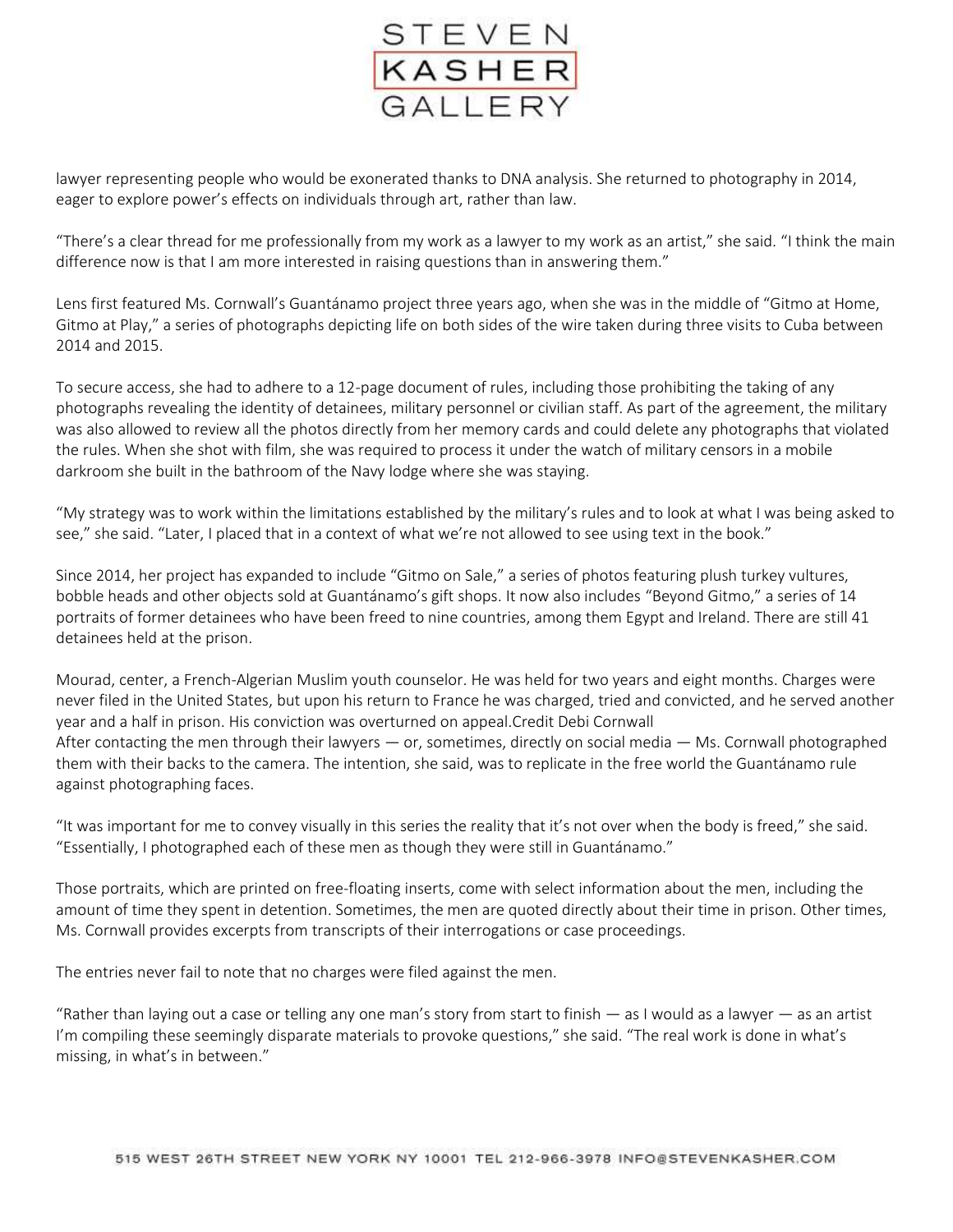lawyer representing people who would be exonerated thanks to DNA analysis. She returned to photography in 2014, eager to explore power's effects on individuals through art, rather than law.

"There's a clear thread for me professionally from my work as a lawyer to my work as an artist," she said. "I think the main difference now is that I am more interested in raising questions than in answering them."

Lens first featured Ms. Cornwall's Guantánamo project three years ago, when she was in the middle of "Gitmo at Home, Gitmo at Play," a series of photographs depicting life on both sides of the wire taken during three visits to Cuba between 2014 and 2015.

To secure access, she had to adhere to a 12-page document of rules, including those prohibiting the taking of any photographs revealing the identity of detainees, military personnel or civilian staff. As part of the agreement, the military was also allowed to review all the photos directly from her memory cards and could delete any photographs that violated the rules. When she shot with film, she was required to process it under the watch of military censors in a mobile darkroom she built in the bathroom of the Navy lodge where she was staying.

"My strategy was to work within the limitations established by the military's rules and to look at what I was being asked to see," she said. "Later, I placed that in a context of what we're not allowed to see using text in the book."

Since 2014, her project has expanded to include "Gitmo on Sale," a series of photos featuring plush turkey vultures, bobble heads and other objects sold at Guantánamo's gift shops. It now also includes "Beyond Gitmo," a series of 14 portraits of former detainees who have been freed to nine countries, among them Egypt and Ireland. There are still 41 detainees held at the prison.

Mourad, center, a French-Algerian Muslim youth counselor. He was held for two years and eight months. Charges were never filed in the United States, but upon his return to France he was charged, tried and convicted, and he served another year and a half in prison. His conviction was overturned on appeal.Credit Debi Cornwall
After contacting the men through their lawyers — or, sometimes, directly on social media — Ms. Cornwall photographed them with their backs to the camera. The intention, she said, was to replicate in the free world the Guantánamo rule against photographing faces.

"It was important for me to convey visually in this series the reality that it's not over when the body is freed," she said. "Essentially, I photographed each of these men as though they were still in Guantánamo."

Those portraits, which are printed on free-floating inserts, come with select information about the men, including the amount of time they spent in detention. Sometimes, the men are quoted directly about their time in prison. Other times, Ms. Cornwall provides excerpts from transcripts of their interrogations or case proceedings.

The entries never fail to note that no charges were filed against the men.

"Rather than laying out a case or telling any one man's story from start to finish — as I would as a lawyer — as an artist I'm compiling these seemingly disparate materials to provoke questions," she said. "The real work is done in what's missing, in what's in between."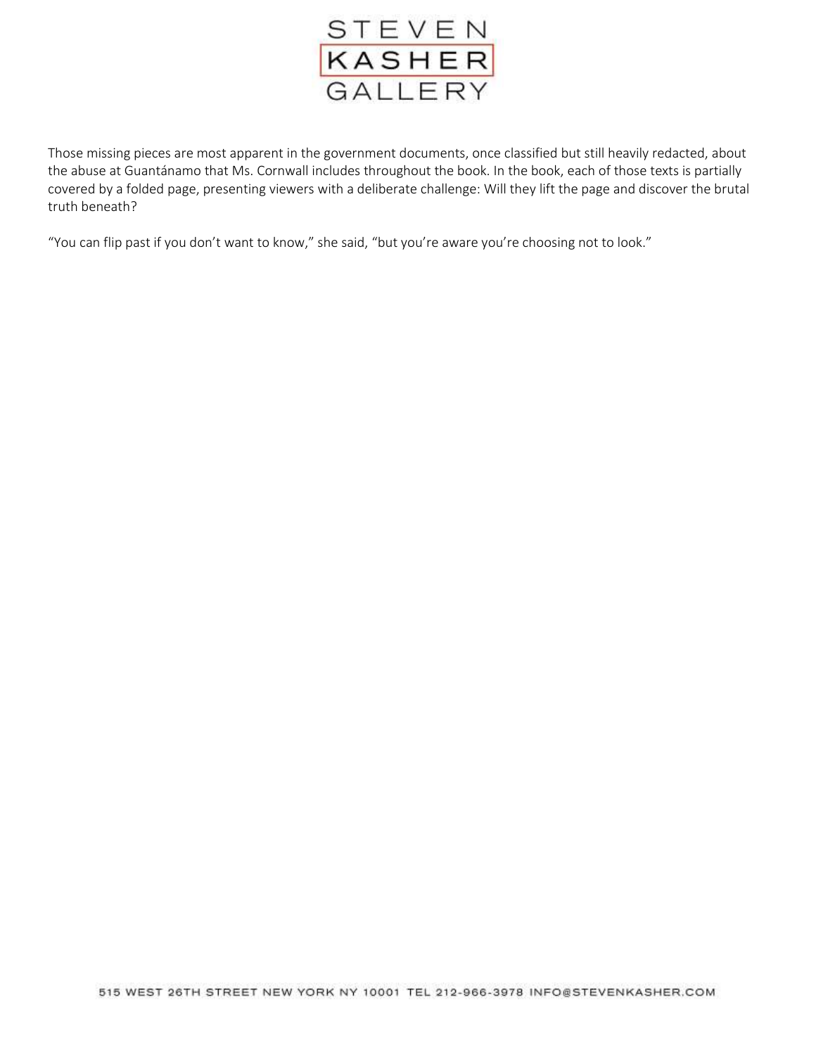Those missing pieces are most apparent in the government documents, once classified but still heavily redacted, about the abuse at Guantánamo that Ms. Cornwall includes throughout the book. In the book, each of those texts is partially covered by a folded page, presenting viewers with a deliberate challenge: Will they lift the page and discover the brutal truth beneath?

“You can flip past if you don’t want to know,” she said, “but you’re aware you’re choosing not to look.”